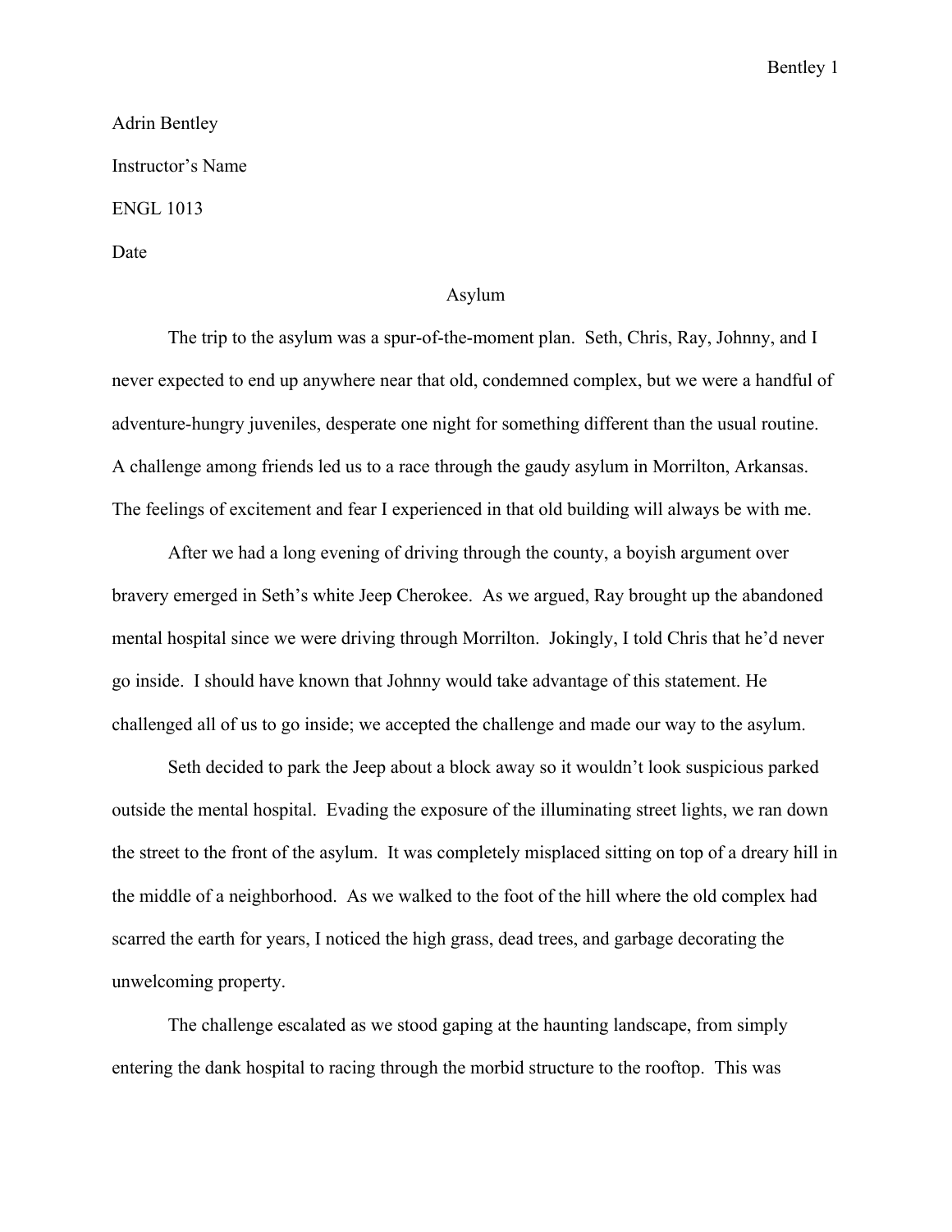Adrin Bentley

Instructor's Name

ENGL 1013

Date

# Asylum

The trip to the asylum was a spur-of-the-moment plan. Seth, Chris, Ray, Johnny, and I never expected to end up anywhere near that old, condemned complex, but we were a handful of adventure-hungry juveniles, desperate one night for something different than the usual routine. A challenge among friends led us to a race through the gaudy asylum in Morrilton, Arkansas. The feelings of excitement and fear I experienced in that old building will always be with me.

After we had a long evening of driving through the county, a boyish argument over bravery emerged in Seth's white Jeep Cherokee. As we argued, Ray brought up the abandoned mental hospital since we were driving through Morrilton. Jokingly, I told Chris that he'd never go inside. I should have known that Johnny would take advantage of this statement. He challenged all of us to go inside; we accepted the challenge and made our way to the asylum.

Seth decided to park the Jeep about a block away so it wouldn't look suspicious parked outside the mental hospital. Evading the exposure of the illuminating street lights, we ran down the street to the front of the asylum. It was completely misplaced sitting on top of a dreary hill in the middle of a neighborhood. As we walked to the foot of the hill where the old complex had scarred the earth for years, I noticed the high grass, dead trees, and garbage decorating the unwelcoming property.

The challenge escalated as we stood gaping at the haunting landscape, from simply entering the dank hospital to racing through the morbid structure to the rooftop. This was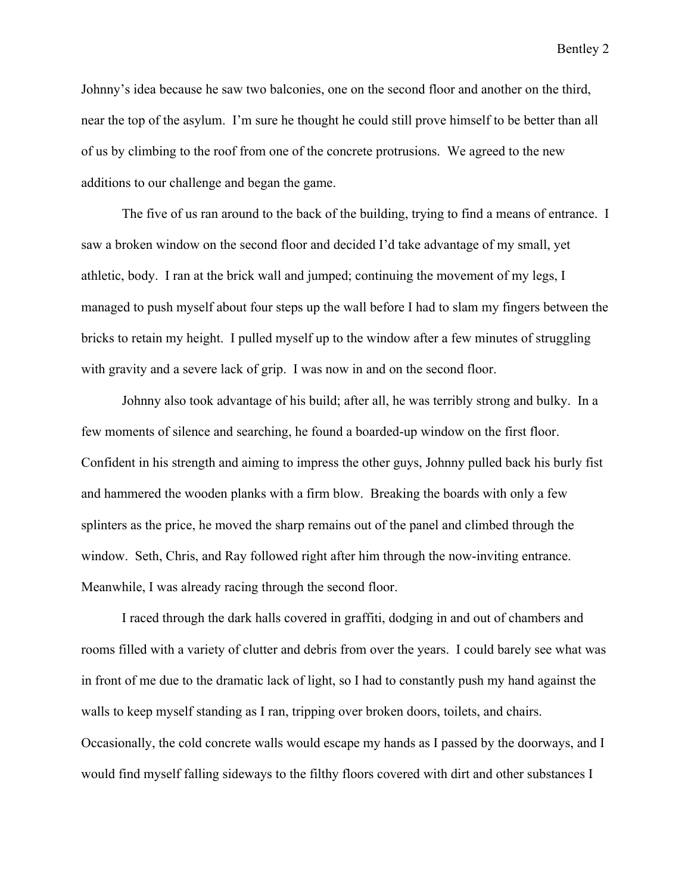Johnny's idea because he saw two balconies, one on the second floor and another on the third, near the top of the asylum. I'm sure he thought he could still prove himself to be better than all of us by climbing to the roof from one of the concrete protrusions. We agreed to the new additions to our challenge and began the game.

The five of us ran around to the back of the building, trying to find a means of entrance. I saw a broken window on the second floor and decided I'd take advantage of my small, yet athletic, body. I ran at the brick wall and jumped; continuing the movement of my legs, I managed to push myself about four steps up the wall before I had to slam my fingers between the bricks to retain my height. I pulled myself up to the window after a few minutes of struggling with gravity and a severe lack of grip. I was now in and on the second floor.

Johnny also took advantage of his build; after all, he was terribly strong and bulky. In a few moments of silence and searching, he found a boarded-up window on the first floor. Confident in his strength and aiming to impress the other guys, Johnny pulled back his burly fist and hammered the wooden planks with a firm blow. Breaking the boards with only a few splinters as the price, he moved the sharp remains out of the panel and climbed through the window. Seth, Chris, and Ray followed right after him through the now-inviting entrance. Meanwhile, I was already racing through the second floor.

I raced through the dark halls covered in graffiti, dodging in and out of chambers and rooms filled with a variety of clutter and debris from over the years. I could barely see what was in front of me due to the dramatic lack of light, so I had to constantly push my hand against the walls to keep myself standing as I ran, tripping over broken doors, toilets, and chairs. Occasionally, the cold concrete walls would escape my hands as I passed by the doorways, and I would find myself falling sideways to the filthy floors covered with dirt and other substances I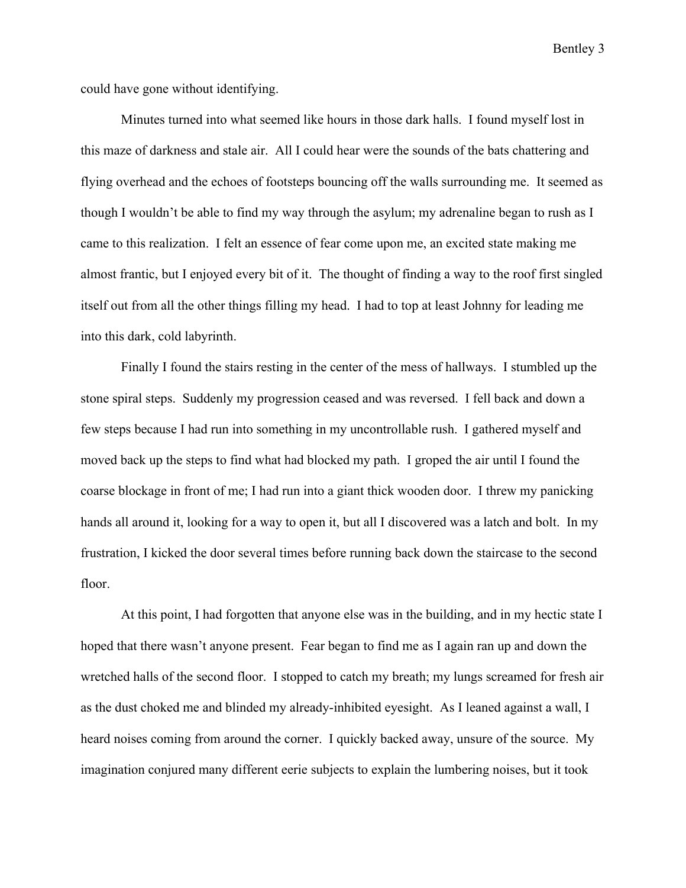could have gone without identifying.

Minutes turned into what seemed like hours in those dark halls. I found myself lost in this maze of darkness and stale air. All I could hear were the sounds of the bats chattering and flying overhead and the echoes of footsteps bouncing off the walls surrounding me. It seemed as though I wouldn't be able to find my way through the asylum; my adrenaline began to rush as I came to this realization. I felt an essence of fear come upon me, an excited state making me almost frantic, but I enjoyed every bit of it. The thought of finding a way to the roof first singled itself out from all the other things filling my head. I had to top at least Johnny for leading me into this dark, cold labyrinth.

Finally I found the stairs resting in the center of the mess of hallways. I stumbled up the stone spiral steps. Suddenly my progression ceased and was reversed. I fell back and down a few steps because I had run into something in my uncontrollable rush. I gathered myself and moved back up the steps to find what had blocked my path. I groped the air until I found the coarse blockage in front of me; I had run into a giant thick wooden door. I threw my panicking hands all around it, looking for a way to open it, but all I discovered was a latch and bolt. In my frustration, I kicked the door several times before running back down the staircase to the second floor.

At this point, I had forgotten that anyone else was in the building, and in my hectic state I hoped that there wasn't anyone present. Fear began to find me as I again ran up and down the wretched halls of the second floor. I stopped to catch my breath; my lungs screamed for fresh air as the dust choked me and blinded my already-inhibited eyesight. As I leaned against a wall, I heard noises coming from around the corner. I quickly backed away, unsure of the source. My imagination conjured many different eerie subjects to explain the lumbering noises, but it took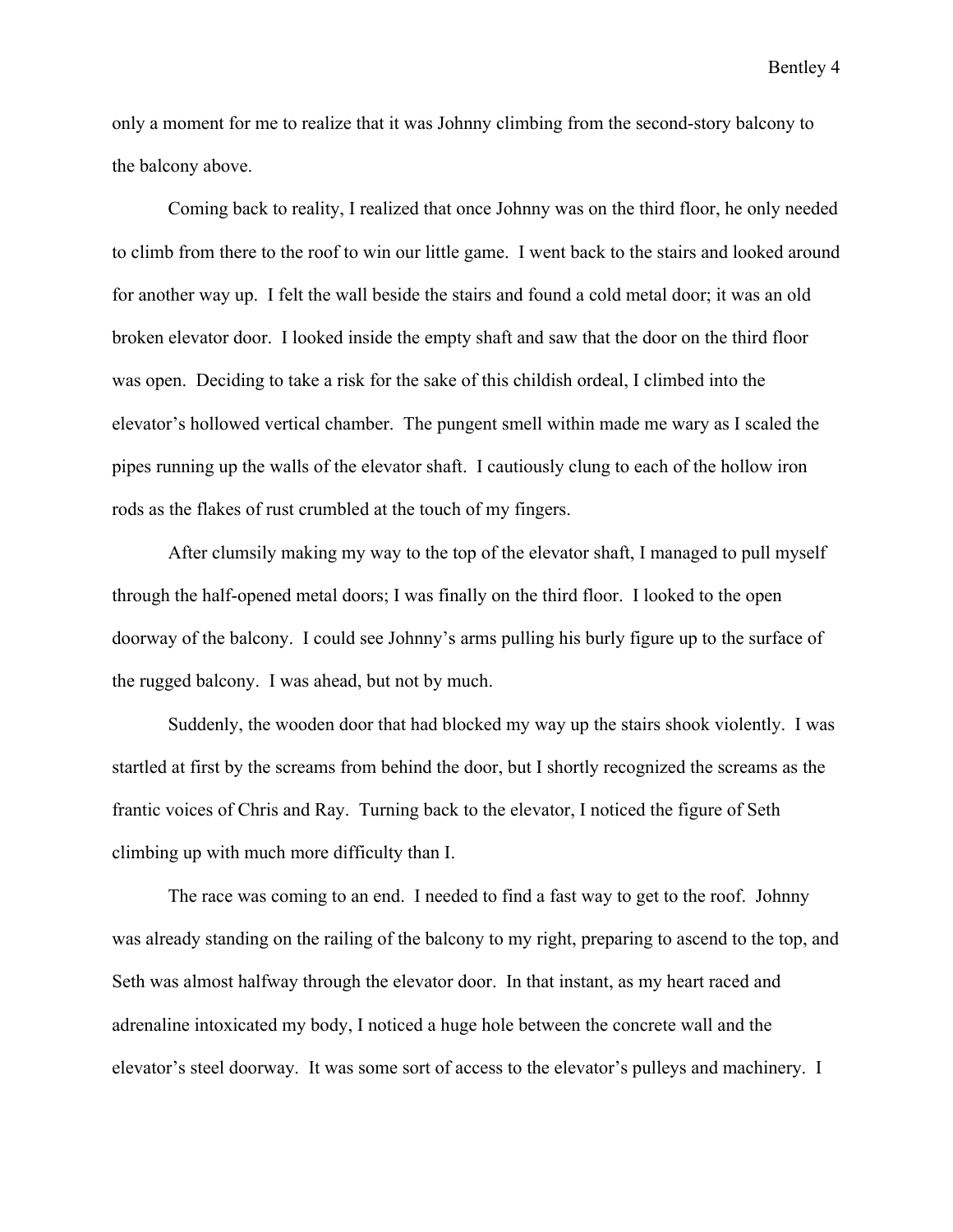only a moment for me to realize that it was Johnny climbing from the second-story balcony to the balcony above.

Coming back to reality, I realized that once Johnny was on the third floor, he only needed to climb from there to the roof to win our little game. I went back to the stairs and looked around for another way up. I felt the wall beside the stairs and found a cold metal door; it was an old broken elevator door. I looked inside the empty shaft and saw that the door on the third floor was open. Deciding to take a risk for the sake of this childish ordeal, I climbed into the elevator's hollowed vertical chamber. The pungent smell within made me wary as I scaled the pipes running up the walls of the elevator shaft. I cautiously clung to each of the hollow iron rods as the flakes of rust crumbled at the touch of my fingers.

After clumsily making my way to the top of the elevator shaft, I managed to pull myself through the half-opened metal doors; I was finally on the third floor. I looked to the open doorway of the balcony. I could see Johnny's arms pulling his burly figure up to the surface of the rugged balcony. I was ahead, but not by much.

Suddenly, the wooden door that had blocked my way up the stairs shook violently. I was startled at first by the screams from behind the door, but I shortly recognized the screams as the frantic voices of Chris and Ray. Turning back to the elevator, I noticed the figure of Seth climbing up with much more difficulty than I.

The race was coming to an end. I needed to find a fast way to get to the roof. Johnny was already standing on the railing of the balcony to my right, preparing to ascend to the top, and Seth was almost halfway through the elevator door. In that instant, as my heart raced and adrenaline intoxicated my body, I noticed a huge hole between the concrete wall and the elevator's steel doorway. It was some sort of access to the elevator's pulleys and machinery. I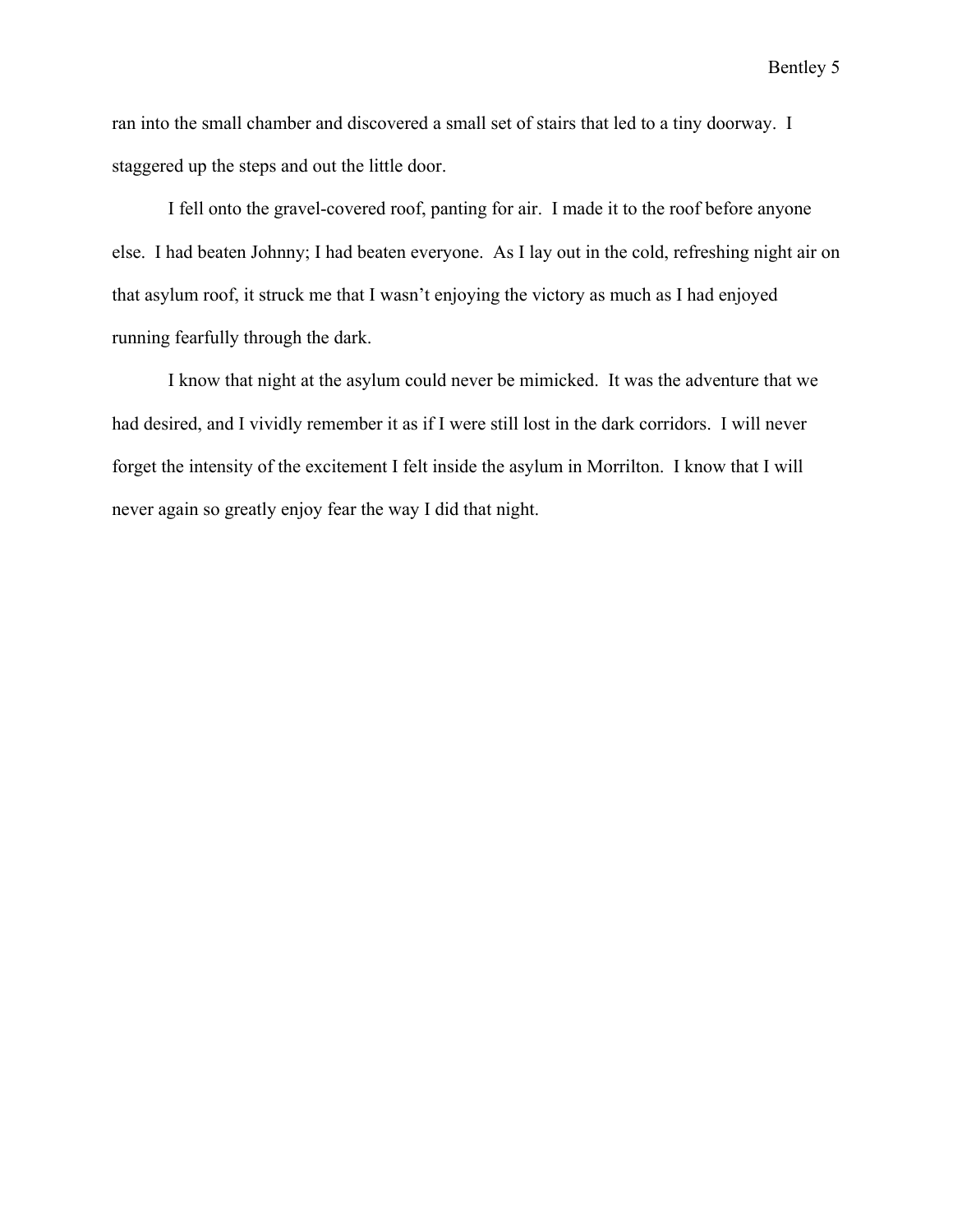ran into the small chamber and discovered a small set of stairs that led to a tiny doorway. I staggered up the steps and out the little door.

I fell onto the gravel-covered roof, panting for air. I made it to the roof before anyone else. I had beaten Johnny; I had beaten everyone. As I lay out in the cold, refreshing night air on that asylum roof, it struck me that I wasn't enjoying the victory as much as I had enjoyed running fearfully through the dark.

I know that night at the asylum could never be mimicked. It was the adventure that we had desired, and I vividly remember it as if I were still lost in the dark corridors. I will never forget the intensity of the excitement I felt inside the asylum in Morrilton. I know that I will never again so greatly enjoy fear the way I did that night.